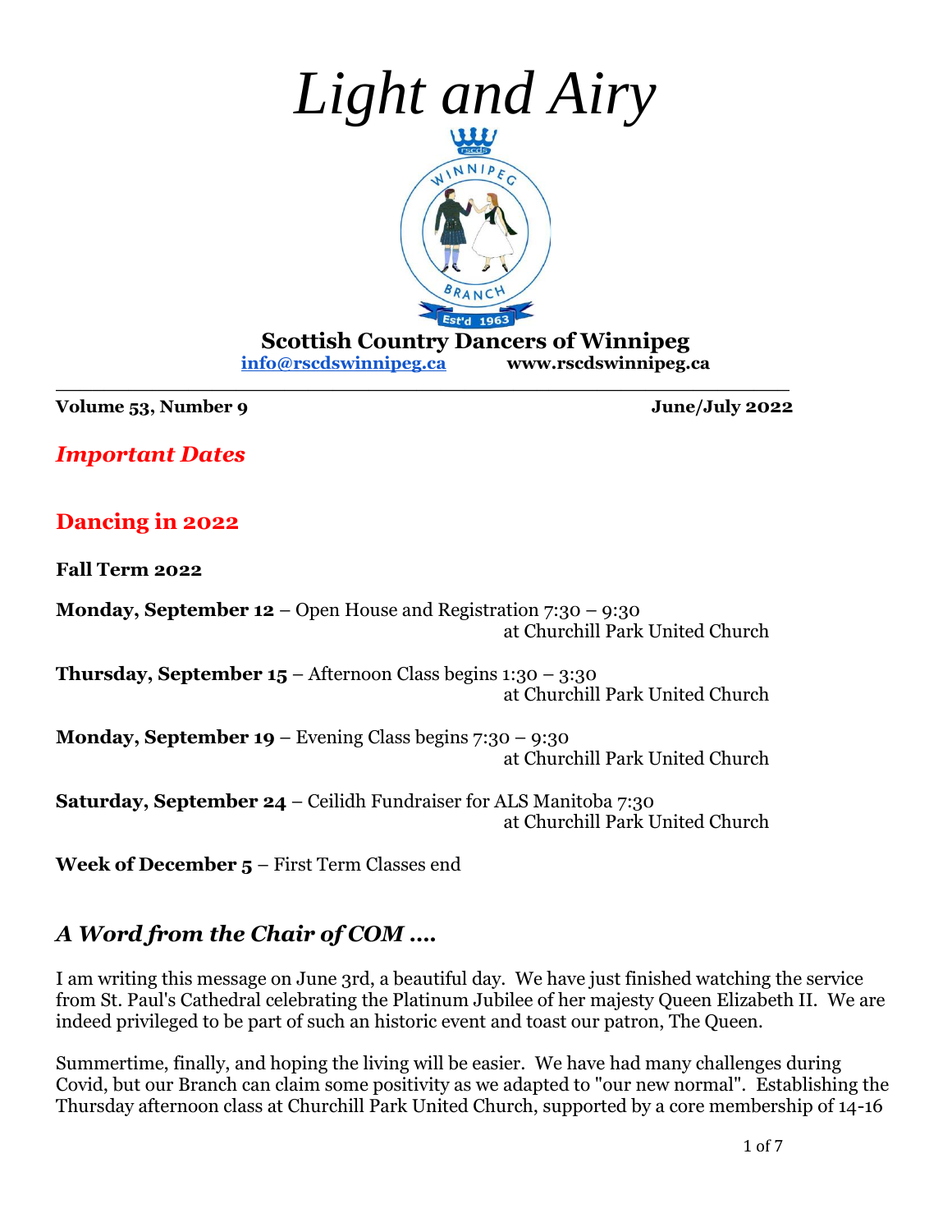# *Light and Airy*

**Scottish Country Dancers of Winnipeg**

**info@rscdswinnipeg.ca** **www.rscdswinnipeg.ca**

**Volume 53, Number 9** **June/July 2022**

## *Important Dates*

## Dancing in 2022

**Fall Term 2022**

**Monday, September 12** – Open House and Registration 7:30 – 9:30 at Churchill Park United Church

**Thursday, September 15** – Afternoon Class begins 1:30 – 3:30 at Churchill Park United Church

**Monday, September 19** – Evening Class begins 7:30 – 9:30 at Churchill Park United Church

**Saturday, September 24** – Ceilidh Fundraiser for ALS Manitoba 7:30 at Churchill Park United Church

**Week of December 5** – First Term Classes end

## *A Word from the Chair of COM ….*

I am writing this message on June 3rd, a beautiful day. We have just finished watching the service from St. Paul's Cathedral celebrating the Platinum Jubilee of her majesty Queen Elizabeth II. We are indeed privileged to be part of such an historic event and toast our patron, The Queen.

Summertime, finally, and hoping the living will be easier. We have had many challenges during Covid, but our Branch can claim some positivity as we adapted to "our new normal". Establishing the Thursday afternoon class at Churchill Park United Church, supported by a core membership of 14-16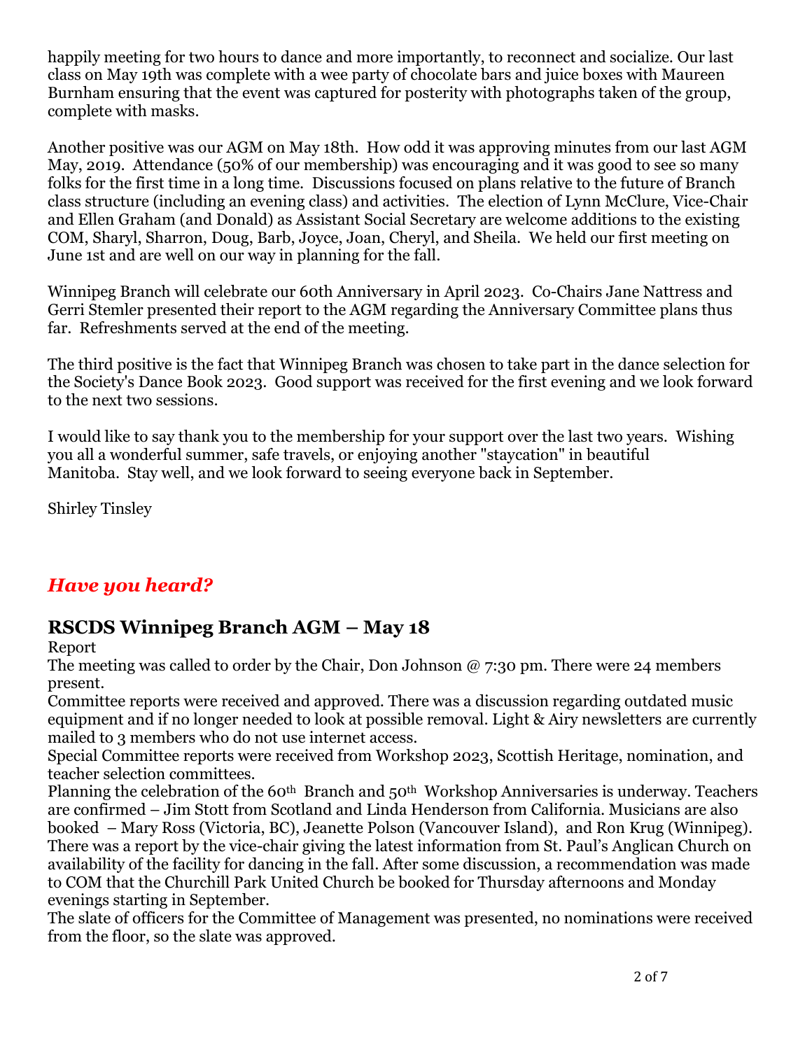happily meeting for two hours to dance and more importantly, to reconnect and socialize. Our last class on May 19th was complete with a wee party of chocolate bars and juice boxes with Maureen Burnham ensuring that the event was captured for posterity with photographs taken of the group, complete with masks.

Another positive was our AGM on May 18th. How odd it was approving minutes from our last AGM May, 2019. Attendance (50% of our membership) was encouraging and it was good to see so many folks for the first time in a long time. Discussions focused on plans relative to the future of Branch class structure (including an evening class) and activities. The election of Lynn McClure, Vice-Chair and Ellen Graham (and Donald) as Assistant Social Secretary are welcome additions to the existing COM, Sharyl, Sharron, Doug, Barb, Joyce, Joan, Cheryl, and Sheila. We held our first meeting on June 1st and are well on our way in planning for the fall.

Winnipeg Branch will celebrate our 60th Anniversary in April 2023. Co-Chairs Jane Nattress and Gerri Stemler presented their report to the AGM regarding the Anniversary Committee plans thus far. Refreshments served at the end of the meeting.

The third positive is the fact that Winnipeg Branch was chosen to take part in the dance selection for the Society's Dance Book 2023. Good support was received for the first evening and we look forward to the next two sessions.

I would like to say thank you to the membership for your support over the last two years. Wishing you all a wonderful summer, safe travels, or enjoying another "staycation" in beautiful Manitoba. Stay well, and we look forward to seeing everyone back in September.

Shirley Tinsley

## *Have you heard?*

## RSCDS Winnipeg Branch AGM – May 18

Report

The meeting was called to order by the Chair, Don Johnson @ 7:30 pm. There were 24 members present.

Committee reports were received and approved. There was a discussion regarding outdated music equipment and if no longer needed to look at possible removal. Light & Airy newsletters are currently mailed to 3 members who do not use internet access.

Special Committee reports were received from Workshop 2023, Scottish Heritage, nomination, and teacher selection committees.

Planning the celebration of the 60th Branch and 50th Workshop Anniversaries is underway. Teachers are confirmed – Jim Stott from Scotland and Linda Henderson from California. Musicians are also booked – Mary Ross (Victoria, BC), Jeanette Polson (Vancouver Island), and Ron Krug (Winnipeg).

There was a report by the vice-chair giving the latest information from St. Paul's Anglican Church on availability of the facility for dancing in the fall. After some discussion, a recommendation was made to COM that the Churchill Park United Church be booked for Thursday afternoons and Monday evenings starting in September.

The slate of officers for the Committee of Management was presented, no nominations were received from the floor, so the slate was approved.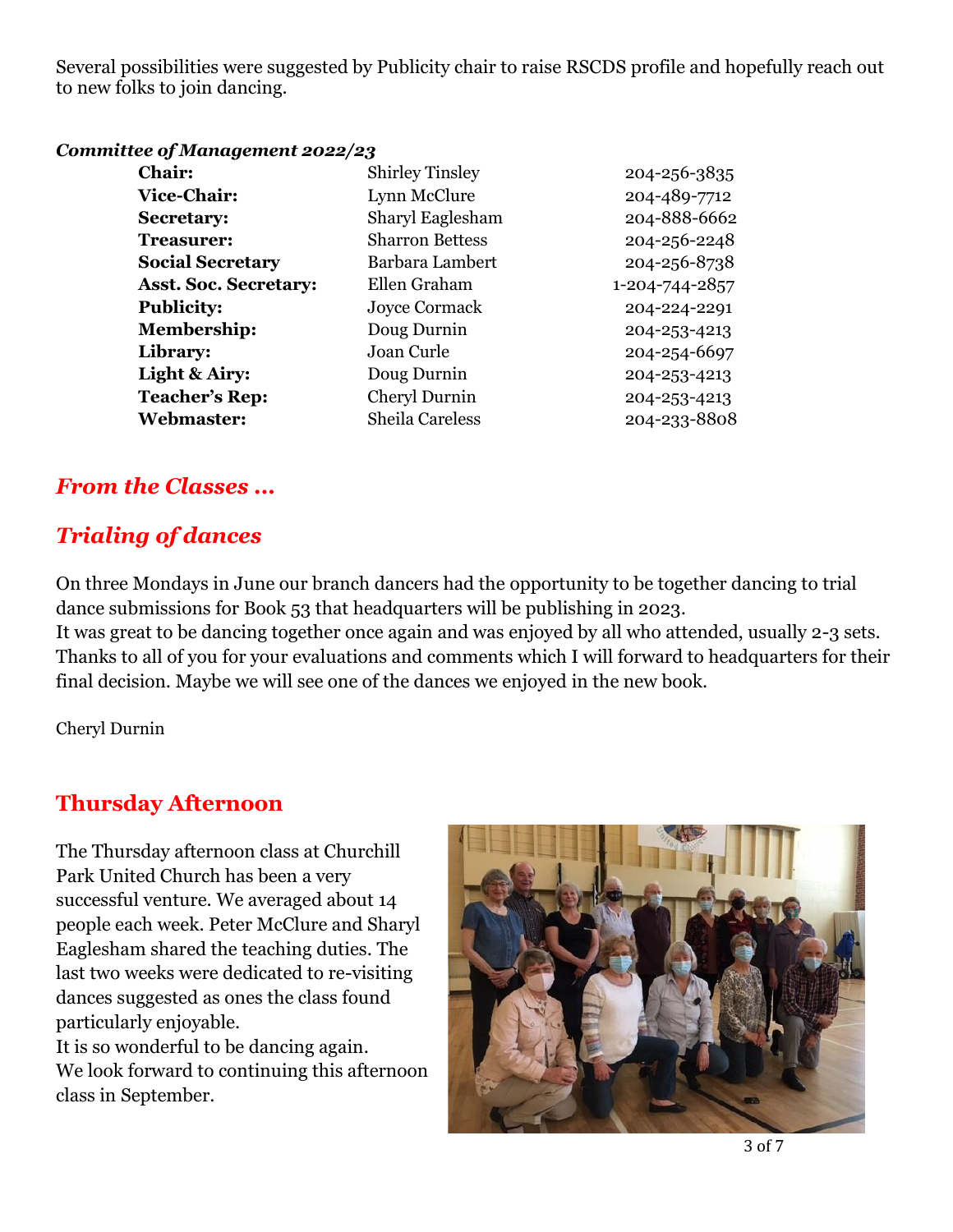Several possibilities were suggested by Publicity chair to raise RSCDS profile and hopefully reach out to new folks to join dancing.

***Committee of Management 2022/23***

| | | |
|---|---|---|
| **Chair:** | Shirley Tinsley | 204-256-3835 |
| **Vice-Chair:** | Lynn McClure | 204-489-7712 |
| **Secretary:** | Sharyl Eaglesham | 204-888-6662 |
| **Treasurer:** | Sharron Bettess | 204-256-2248 |
| **Social Secretary** | Barbara Lambert | 204-256-8738 |
| **Asst. Soc. Secretary:** | Ellen Graham | 1-204-744-2857 |
| **Publicity:** | Joyce Cormack | 204-224-2291 |
| **Membership:** | Doug Durnin | 204-253-4213 |
| **Library:** | Joan Curle | 204-254-6697 |
| **Light & Airy:** | Doug Durnin | 204-253-4213 |
| **Teacher's Rep:** | Cheryl Durnin | 204-253-4213 |
| **Webmaster:** | Sheila Careless | 204-233-8808 |

## *From the Classes …*

## *Trialing of dances*

On three Mondays in June our branch dancers had the opportunity to be together dancing to trial dance submissions for Book 53 that headquarters will be publishing in 2023.
It was great to be dancing together once again and was enjoyed by all who attended, usually 2-3 sets. Thanks to all of you for your evaluations and comments which I will forward to headquarters for their final decision. Maybe we will see one of the dances we enjoyed in the new book.

Cheryl Durnin

## Thursday Afternoon

The Thursday afternoon class at Churchill Park United Church has been a very successful venture. We averaged about 14 people each week. Peter McClure and Sharyl Eaglesham shared the teaching duties. The last two weeks were dedicated to re-visiting dances suggested as ones the class found particularly enjoyable.
It is so wonderful to be dancing again.
We look forward to continuing this afternoon class in September.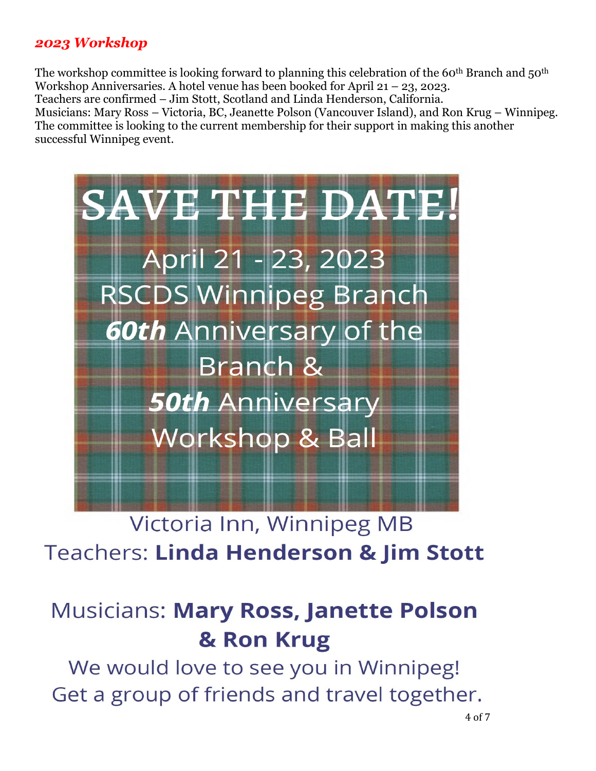## *2023 Workshop*

The workshop committee is looking forward to planning this celebration of the 60th Branch and 50th Workshop Anniversaries. A hotel venue has been booked for April 21 – 23, 2023.
Teachers are confirmed – Jim Stott, Scotland and Linda Henderson, California.
Musicians: Mary Ross – Victoria, BC, Jeanette Polson (Vancouver Island), and Ron Krug – Winnipeg.
The committee is looking to the current membership for their support in making this another successful Winnipeg event.

# SAVE THE DATE!

April 21 - 23, 2023
RSCDS Winnipeg Branch
***60th*** Anniversary of the Branch &
***50th*** Anniversary Workshop & Ball

Victoria Inn, Winnipeg MB
Teachers: **Linda Henderson & Jim Stott**

Musicians: **Mary Ross, Janette Polson & Ron Krug**

We would love to see you in Winnipeg!
Get a group of friends and travel together.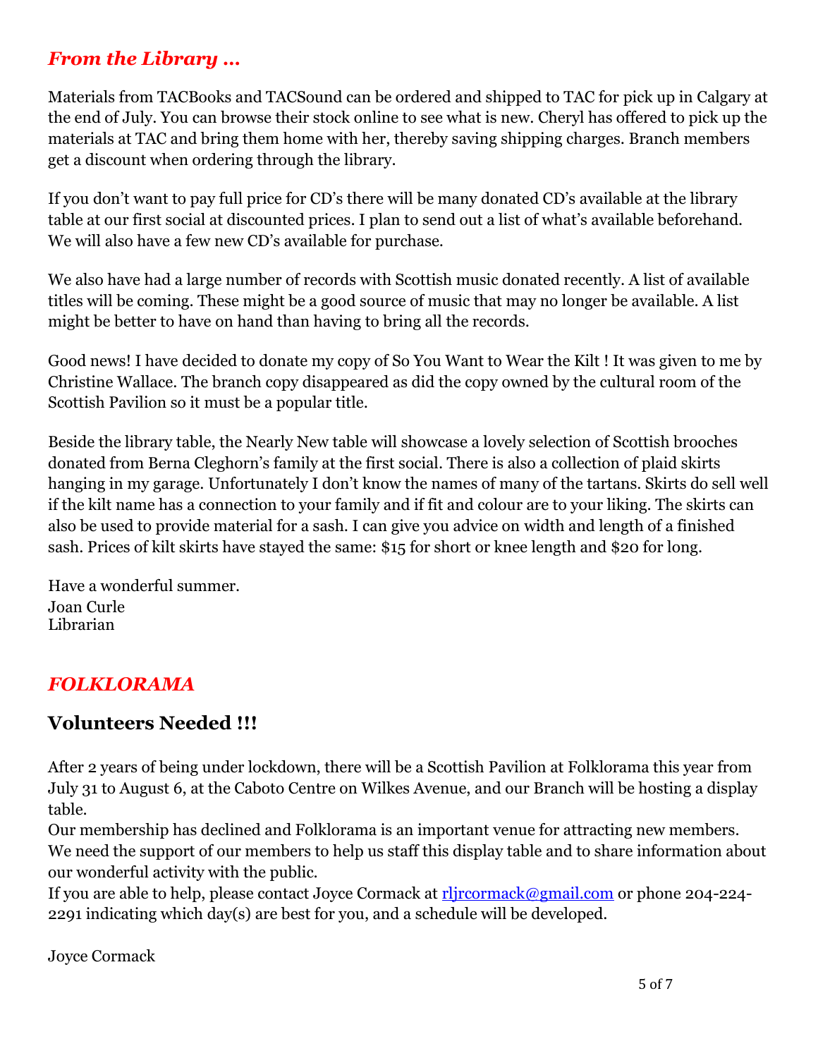## *From the Library …*

Materials from TACBooks and TACSound can be ordered and shipped to TAC for pick up in Calgary at the end of July. You can browse their stock online to see what is new. Cheryl has offered to pick up the materials at TAC and bring them home with her, thereby saving shipping charges. Branch members get a discount when ordering through the library.

If you don't want to pay full price for CD's there will be many donated CD's available at the library table at our first social at discounted prices. I plan to send out a list of what's available beforehand. We will also have a few new CD's available for purchase.

We also have had a large number of records with Scottish music donated recently. A list of available titles will be coming. These might be a good source of music that may no longer be available. A list might be better to have on hand than having to bring all the records.

Good news! I have decided to donate my copy of So You Want to Wear the Kilt ! It was given to me by Christine Wallace. The branch copy disappeared as did the copy owned by the cultural room of the Scottish Pavilion so it must be a popular title.

Beside the library table, the Nearly New table will showcase a lovely selection of Scottish brooches donated from Berna Cleghorn's family at the first social. There is also a collection of plaid skirts hanging in my garage. Unfortunately I don't know the names of many of the tartans. Skirts do sell well if the kilt name has a connection to your family and if fit and colour are to your liking. The skirts can also be used to provide material for a sash. I can give you advice on width and length of a finished sash. Prices of kilt skirts have stayed the same: $15 for short or knee length and $20 for long.

Have a wonderful summer.
Joan Curle
Librarian

## *FOLKLORAMA*

### Volunteers Needed !!!

After 2 years of being under lockdown, there will be a Scottish Pavilion at Folklorama this year from July 31 to August 6, at the Caboto Centre on Wilkes Avenue, and our Branch will be hosting a display table.
Our membership has declined and Folklorama is an important venue for attracting new members. We need the support of our members to help us staff this display table and to share information about our wonderful activity with the public.
If you are able to help, please contact Joyce Cormack at rljrcormack@gmail.com or phone 204-224-2291 indicating which day(s) are best for you, and a schedule will be developed.

Joyce Cormack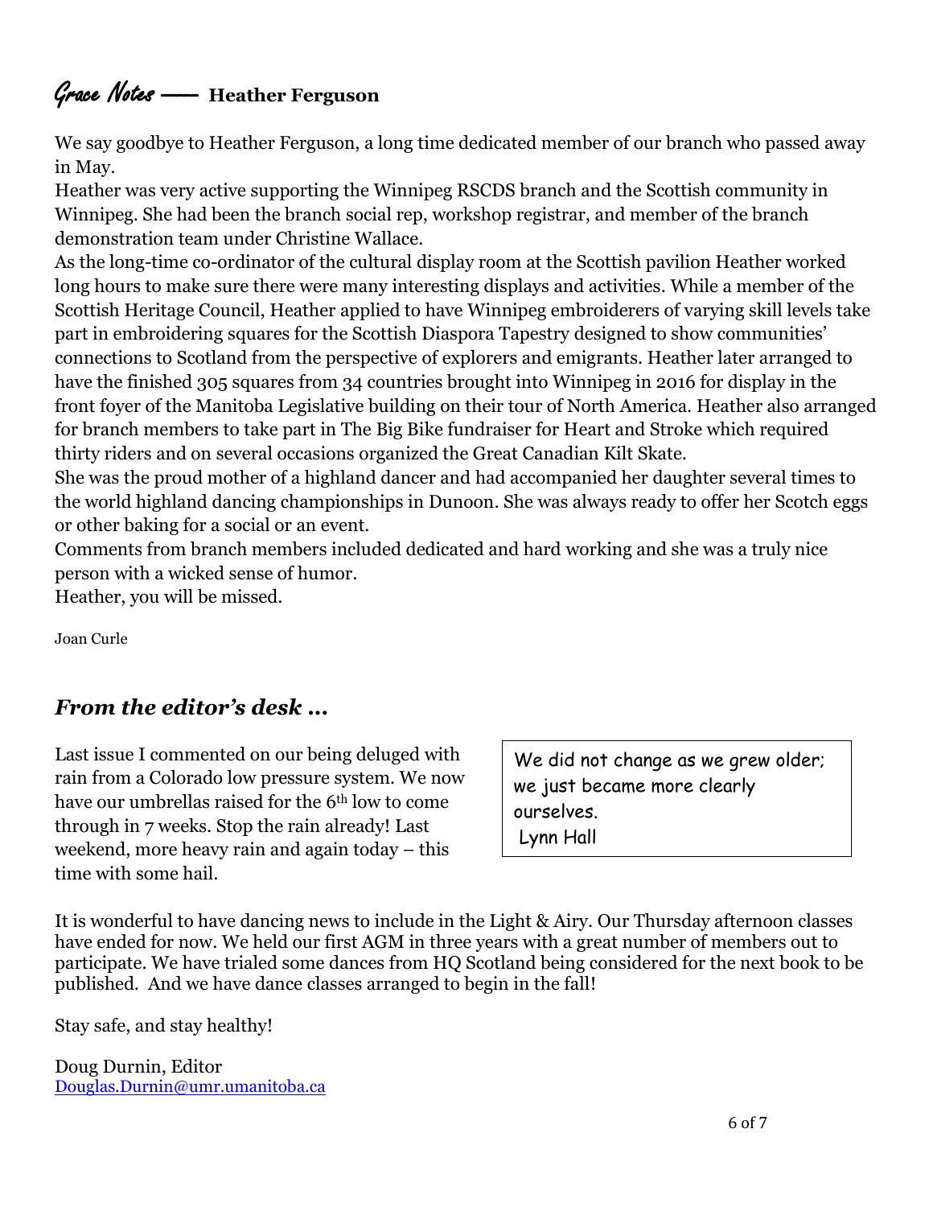## *Grace Notes* — **Heather Ferguson**

We say goodbye to Heather Ferguson, a long time dedicated member of our branch who passed away in May.

Heather was very active supporting the Winnipeg RSCDS branch and the Scottish community in Winnipeg. She had been the branch social rep, workshop registrar, and member of the branch demonstration team under Christine Wallace.

As the long-time co-ordinator of the cultural display room at the Scottish pavilion Heather worked long hours to make sure there were many interesting displays and activities. While a member of the Scottish Heritage Council, Heather applied to have Winnipeg embroiderers of varying skill levels take part in embroidering squares for the Scottish Diaspora Tapestry designed to show communities' connections to Scotland from the perspective of explorers and emigrants. Heather later arranged to have the finished 305 squares from 34 countries brought into Winnipeg in 2016 for display in the front foyer of the Manitoba Legislative building on their tour of North America. Heather also arranged for branch members to take part in The Big Bike fundraiser for Heart and Stroke which required thirty riders and on several occasions organized the Great Canadian Kilt Skate.

She was the proud mother of a highland dancer and had accompanied her daughter several times to the world highland dancing championships in Dunoon. She was always ready to offer her Scotch eggs or other baking for a social or an event.

Comments from branch members included dedicated and hard working and she was a truly nice person with a wicked sense of humor.

Heather, you will be missed.

Joan Curle

## *From the editor's desk …*

Last issue I commented on our being deluged with rain from a Colorado low pressure system. We now have our umbrellas raised for the 6th low to come through in 7 weeks. Stop the rain already! Last weekend, more heavy rain and again today – this time with some hail.

> We did not change as we grew older; we just became more clearly ourselves.
> Lynn Hall

It is wonderful to have dancing news to include in the Light & Airy. Our Thursday afternoon classes have ended for now. We held our first AGM in three years with a great number of members out to participate. We have trialed some dances from HQ Scotland being considered for the next book to be published. And we have dance classes arranged to begin in the fall!

Stay safe, and stay healthy!

Doug Durnin, Editor
Douglas.Durnin@umr.umanitoba.ca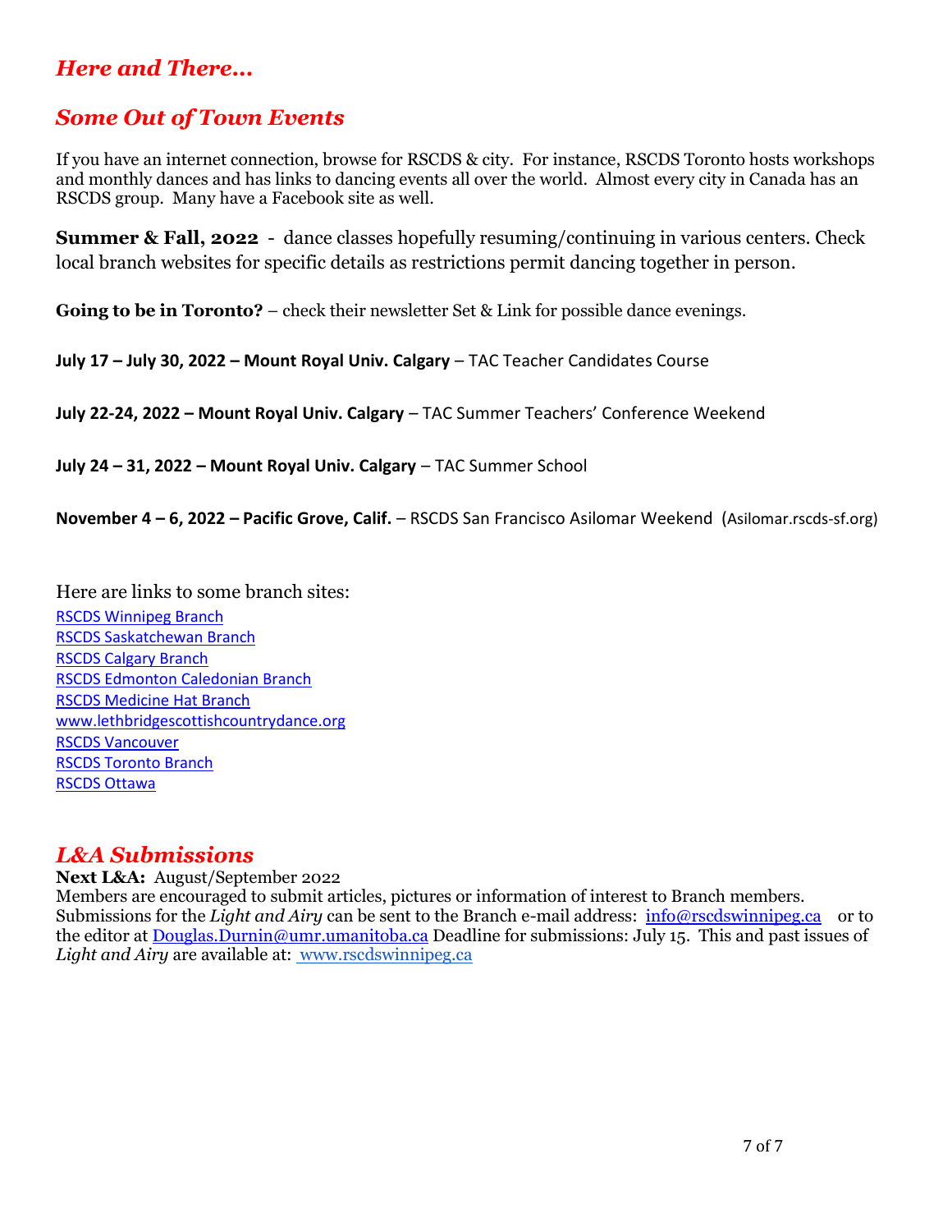## *Here and There…*

## *Some Out of Town Events*

If you have an internet connection, browse for RSCDS & city. For instance, RSCDS Toronto hosts workshops and monthly dances and has links to dancing events all over the world. Almost every city in Canada has an RSCDS group. Many have a Facebook site as well.

**Summer & Fall, 2022** - dance classes hopefully resuming/continuing in various centers. Check local branch websites for specific details as restrictions permit dancing together in person.

**Going to be in Toronto?** – check their newsletter Set & Link for possible dance evenings.

**July 17 – July 30, 2022 – Mount Royal Univ. Calgary** – TAC Teacher Candidates Course

**July 22-24, 2022 – Mount Royal Univ. Calgary** – TAC Summer Teachers' Conference Weekend

**July 24 – 31, 2022 – Mount Royal Univ. Calgary** – TAC Summer School

**November 4 – 6, 2022 – Pacific Grove, Calif.** – RSCDS San Francisco Asilomar Weekend (Asilomar.rscds-sf.org)

Here are links to some branch sites:

RSCDS Winnipeg Branch
RSCDS Saskatchewan Branch
RSCDS Calgary Branch
RSCDS Edmonton Caledonian Branch
RSCDS Medicine Hat Branch
www.lethbridgescottishcountrydance.org
RSCDS Vancouver
RSCDS Toronto Branch
RSCDS Ottawa

## *L&A Submissions*

**Next L&A:** August/September 2022
Members are encouraged to submit articles, pictures or information of interest to Branch members. Submissions for the *Light and Airy* can be sent to the Branch e-mail address: info@rscdswinnipeg.ca or to the editor at Douglas.Durnin@umr.umanitoba.ca Deadline for submissions: July 15. This and past issues of *Light and Airy* are available at: www.rscdswinnipeg.ca